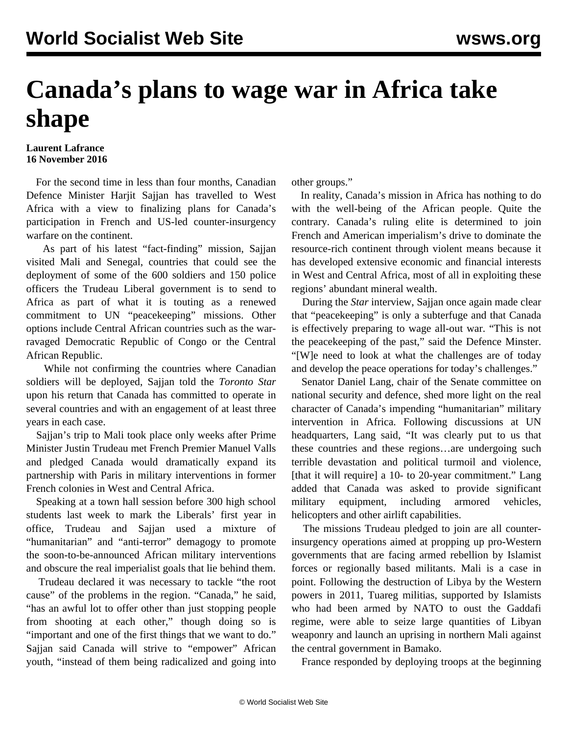# Canada's plans to wage war in Africa take shape

**Laurent Lafrance**
**16 November 2016**

For the second time in less than four months, Canadian Defence Minister Harjit Sajjan has travelled to West Africa with a view to finalizing plans for Canada's participation in French and US-led counter-insurgency warfare on the continent.

As part of his latest "fact-finding" mission, Sajjan visited Mali and Senegal, countries that could see the deployment of some of the 600 soldiers and 150 police officers the Trudeau Liberal government is to send to Africa as part of what it is touting as a renewed commitment to UN "peacekeeping" missions. Other options include Central African countries such as the war-ravaged Democratic Republic of Congo or the Central African Republic.

While not confirming the countries where Canadian soldiers will be deployed, Sajjan told the *Toronto Star* upon his return that Canada has committed to operate in several countries and with an engagement of at least three years in each case.

Sajjan's trip to Mali took place only weeks after Prime Minister Justin Trudeau met French Premier Manuel Valls and pledged Canada would dramatically expand its partnership with Paris in military interventions in former French colonies in West and Central Africa.

Speaking at a town hall session before 300 high school students last week to mark the Liberals' first year in office, Trudeau and Sajjan used a mixture of "humanitarian" and "anti-terror" demagogy to promote the soon-to-be-announced African military interventions and obscure the real imperialist goals that lie behind them.

Trudeau declared it was necessary to tackle "the root cause" of the problems in the region. "Canada," he said, "has an awful lot to offer other than just stopping people from shooting at each other," though doing so is "important and one of the first things that we want to do." Sajjan said Canada will strive to "empower" African youth, "instead of them being radicalized and going into other groups."

In reality, Canada's mission in Africa has nothing to do with the well-being of the African people. Quite the contrary. Canada's ruling elite is determined to join French and American imperialism's drive to dominate the resource-rich continent through violent means because it has developed extensive economic and financial interests in West and Central Africa, most of all in exploiting these regions' abundant mineral wealth.

During the *Star* interview, Sajjan once again made clear that "peacekeeping" is only a subterfuge and that Canada is effectively preparing to wage all-out war. "This is not the peacekeeping of the past," said the Defence Minster. "[W]e need to look at what the challenges are of today and develop the peace operations for today's challenges."

Senator Daniel Lang, chair of the Senate committee on national security and defence, shed more light on the real character of Canada's impending "humanitarian" military intervention in Africa. Following discussions at UN headquarters, Lang said, "It was clearly put to us that these countries and these regions…are undergoing such terrible devastation and political turmoil and violence, [that it will require] a 10- to 20-year commitment." Lang added that Canada was asked to provide significant military equipment, including armored vehicles, helicopters and other airlift capabilities.

The missions Trudeau pledged to join are all counter-insurgency operations aimed at propping up pro-Western governments that are facing armed rebellion by Islamist forces or regionally based militants. Mali is a case in point. Following the destruction of Libya by the Western powers in 2011, Tuareg militias, supported by Islamists who had been armed by NATO to oust the Gaddafi regime, were able to seize large quantities of Libyan weaponry and launch an uprising in northern Mali against the central government in Bamako.

France responded by deploying troops at the beginning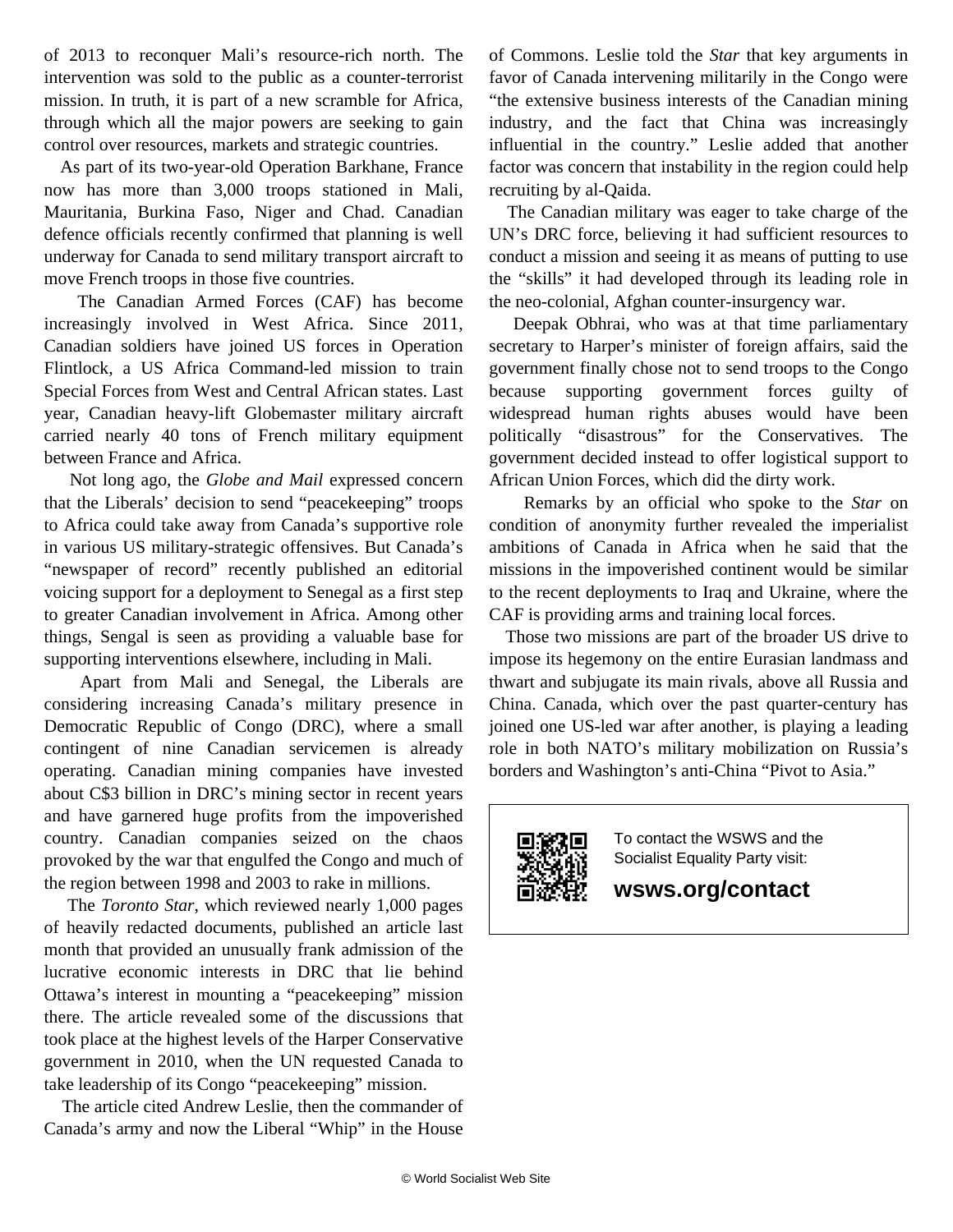of 2013 to reconquer Mali's resource-rich north. The intervention was sold to the public as a counter-terrorist mission. In truth, it is part of a new scramble for Africa, through which all the major powers are seeking to gain control over resources, markets and strategic countries.

As part of its two-year-old Operation Barkhane, France now has more than 3,000 troops stationed in Mali, Mauritania, Burkina Faso, Niger and Chad. Canadian defence officials recently confirmed that planning is well underway for Canada to send military transport aircraft to move French troops in those five countries.

The Canadian Armed Forces (CAF) has become increasingly involved in West Africa. Since 2011, Canadian soldiers have joined US forces in Operation Flintlock, a US Africa Command-led mission to train Special Forces from West and Central African states. Last year, Canadian heavy-lift Globemaster military aircraft carried nearly 40 tons of French military equipment between France and Africa.

Not long ago, the *Globe and Mail* expressed concern that the Liberals' decision to send "peacekeeping" troops to Africa could take away from Canada's supportive role in various US military-strategic offensives. But Canada's "newspaper of record" recently published an editorial voicing support for a deployment to Senegal as a first step to greater Canadian involvement in Africa. Among other things, Sengal is seen as providing a valuable base for supporting interventions elsewhere, including in Mali.

Apart from Mali and Senegal, the Liberals are considering increasing Canada's military presence in Democratic Republic of Congo (DRC), where a small contingent of nine Canadian servicemen is already operating. Canadian mining companies have invested about C$3 billion in DRC's mining sector in recent years and have garnered huge profits from the impoverished country. Canadian companies seized on the chaos provoked by the war that engulfed the Congo and much of the region between 1998 and 2003 to rake in millions.

The *Toronto Star*, which reviewed nearly 1,000 pages of heavily redacted documents, published an article last month that provided an unusually frank admission of the lucrative economic interests in DRC that lie behind Ottawa's interest in mounting a "peacekeeping" mission there. The article revealed some of the discussions that took place at the highest levels of the Harper Conservative government in 2010, when the UN requested Canada to take leadership of its Congo "peacekeeping" mission.

The article cited Andrew Leslie, then the commander of Canada's army and now the Liberal "Whip" in the House of Commons. Leslie told the *Star* that key arguments in favor of Canada intervening militarily in the Congo were "the extensive business interests of the Canadian mining industry, and the fact that China was increasingly influential in the country." Leslie added that another factor was concern that instability in the region could help recruiting by al-Qaida.

The Canadian military was eager to take charge of the UN's DRC force, believing it had sufficient resources to conduct a mission and seeing it as means of putting to use the "skills" it had developed through its leading role in the neo-colonial, Afghan counter-insurgency war.

Deepak Obhrai, who was at that time parliamentary secretary to Harper's minister of foreign affairs, said the government finally chose not to send troops to the Congo because supporting government forces guilty of widespread human rights abuses would have been politically "disastrous" for the Conservatives. The government decided instead to offer logistical support to African Union Forces, which did the dirty work.

Remarks by an official who spoke to the *Star* on condition of anonymity further revealed the imperialist ambitions of Canada in Africa when he said that the missions in the impoverished continent would be similar to the recent deployments to Iraq and Ukraine, where the CAF is providing arms and training local forces.

Those two missions are part of the broader US drive to impose its hegemony on the entire Eurasian landmass and thwart and subjugate its main rivals, above all Russia and China. Canada, which over the past quarter-century has joined one US-led war after another, is playing a leading role in both NATO's military mobilization on Russia's borders and Washington's anti-China "Pivot to Asia."

To contact the WSWS and the Socialist Equality Party visit:

**wsws.org/contact**